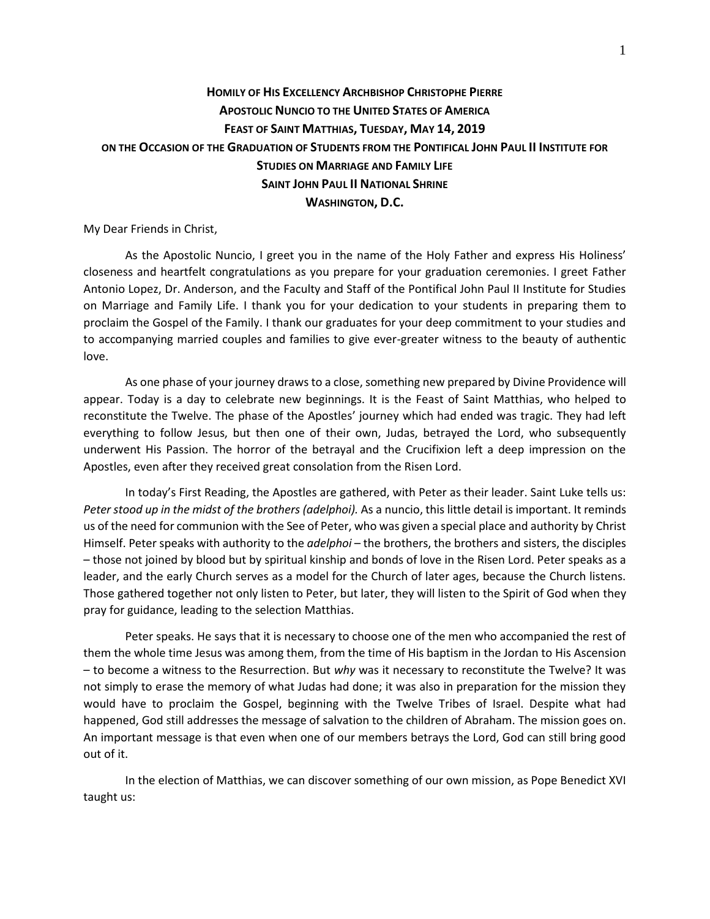# HOMILY OF HIS EXCELLENCY ARCHBISHOP CHRISTOPHE PIERRE
## APOSTOLIC NUNCIO TO THE UNITED STATES OF AMERICA
## FEAST OF SAINT MATTHIAS, TUESDAY, MAY 14, 2019
## ON THE OCCASION OF THE GRADUATION OF STUDENTS FROM THE PONTIFICAL JOHN PAUL II INSTITUTE FOR STUDIES ON MARRIAGE AND FAMILY LIFE
## SAINT JOHN PAUL II NATIONAL SHRINE
## WASHINGTON, D.C.

My Dear Friends in Christ,

As the Apostolic Nuncio, I greet you in the name of the Holy Father and express His Holiness' closeness and heartfelt congratulations as you prepare for your graduation ceremonies. I greet Father Antonio Lopez, Dr. Anderson, and the Faculty and Staff of the Pontifical John Paul II Institute for Studies on Marriage and Family Life. I thank you for your dedication to your students in preparing them to proclaim the Gospel of the Family. I thank our graduates for your deep commitment to your studies and to accompanying married couples and families to give ever-greater witness to the beauty of authentic love.

As one phase of your journey draws to a close, something new prepared by Divine Providence will appear. Today is a day to celebrate new beginnings. It is the Feast of Saint Matthias, who helped to reconstitute the Twelve. The phase of the Apostles' journey which had ended was tragic. They had left everything to follow Jesus, but then one of their own, Judas, betrayed the Lord, who subsequently underwent His Passion. The horror of the betrayal and the Crucifixion left a deep impression on the Apostles, even after they received great consolation from the Risen Lord.

In today's First Reading, the Apostles are gathered, with Peter as their leader. Saint Luke tells us: *Peter stood up in the midst of the brothers (adelphoi).* As a nuncio, this little detail is important. It reminds us of the need for communion with the See of Peter, who was given a special place and authority by Christ Himself. Peter speaks with authority to the *adelphoi* – the brothers, the brothers and sisters, the disciples – those not joined by blood but by spiritual kinship and bonds of love in the Risen Lord. Peter speaks as a leader, and the early Church serves as a model for the Church of later ages, because the Church listens. Those gathered together not only listen to Peter, but later, they will listen to the Spirit of God when they pray for guidance, leading to the selection Matthias.

Peter speaks. He says that it is necessary to choose one of the men who accompanied the rest of them the whole time Jesus was among them, from the time of His baptism in the Jordan to His Ascension – to become a witness to the Resurrection. But *why* was it necessary to reconstitute the Twelve? It was not simply to erase the memory of what Judas had done; it was also in preparation for the mission they would have to proclaim the Gospel, beginning with the Twelve Tribes of Israel. Despite what had happened, God still addresses the message of salvation to the children of Abraham. The mission goes on. An important message is that even when one of our members betrays the Lord, God can still bring good out of it.

In the election of Matthias, we can discover something of our own mission, as Pope Benedict XVI taught us: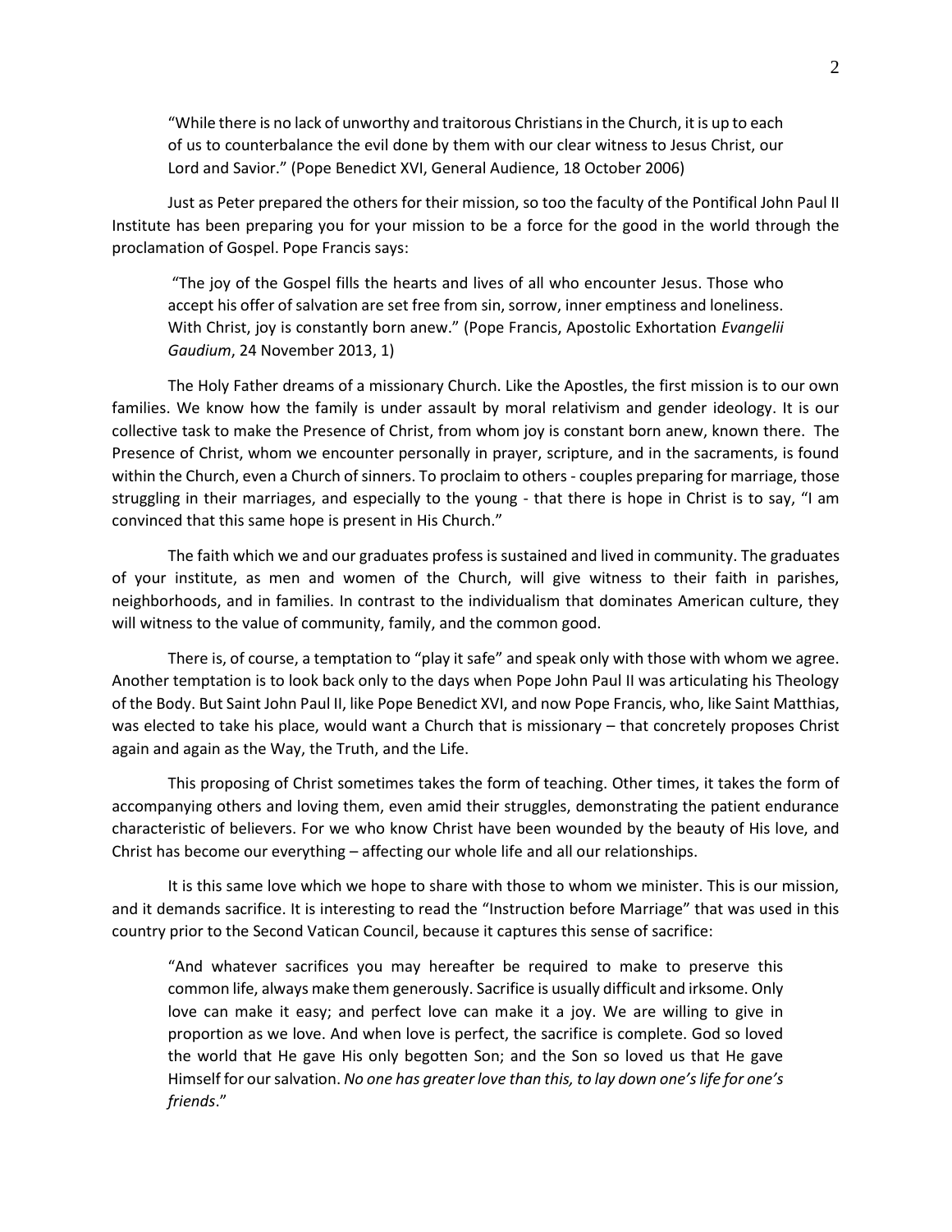> "While there is no lack of unworthy and traitorous Christians in the Church, it is up to each of us to counterbalance the evil done by them with our clear witness to Jesus Christ, our Lord and Savior." (Pope Benedict XVI, General Audience, 18 October 2006)

Just as Peter prepared the others for their mission, so too the faculty of the Pontifical John Paul II Institute has been preparing you for your mission to be a force for the good in the world through the proclamation of Gospel. Pope Francis says:

> "The joy of the Gospel fills the hearts and lives of all who encounter Jesus. Those who accept his offer of salvation are set free from sin, sorrow, inner emptiness and loneliness. With Christ, joy is constantly born anew." (Pope Francis, Apostolic Exhortation *Evangelii Gaudium*, 24 November 2013, 1)

The Holy Father dreams of a missionary Church. Like the Apostles, the first mission is to our own families. We know how the family is under assault by moral relativism and gender ideology. It is our collective task to make the Presence of Christ, from whom joy is constant born anew, known there. The Presence of Christ, whom we encounter personally in prayer, scripture, and in the sacraments, is found within the Church, even a Church of sinners. To proclaim to others - couples preparing for marriage, those struggling in their marriages, and especially to the young - that there is hope in Christ is to say, "I am convinced that this same hope is present in His Church."

The faith which we and our graduates profess is sustained and lived in community. The graduates of your institute, as men and women of the Church, will give witness to their faith in parishes, neighborhoods, and in families. In contrast to the individualism that dominates American culture, they will witness to the value of community, family, and the common good.

There is, of course, a temptation to "play it safe" and speak only with those with whom we agree. Another temptation is to look back only to the days when Pope John Paul II was articulating his Theology of the Body. But Saint John Paul II, like Pope Benedict XVI, and now Pope Francis, who, like Saint Matthias, was elected to take his place, would want a Church that is missionary – that concretely proposes Christ again and again as the Way, the Truth, and the Life.

This proposing of Christ sometimes takes the form of teaching. Other times, it takes the form of accompanying others and loving them, even amid their struggles, demonstrating the patient endurance characteristic of believers. For we who know Christ have been wounded by the beauty of His love, and Christ has become our everything – affecting our whole life and all our relationships.

It is this same love which we hope to share with those to whom we minister. This is our mission, and it demands sacrifice. It is interesting to read the "Instruction before Marriage" that was used in this country prior to the Second Vatican Council, because it captures this sense of sacrifice:

> "And whatever sacrifices you may hereafter be required to make to preserve this common life, always make them generously. Sacrifice is usually difficult and irksome. Only love can make it easy; and perfect love can make it a joy. We are willing to give in proportion as we love. And when love is perfect, the sacrifice is complete. God so loved the world that He gave His only begotten Son; and the Son so loved us that He gave Himself for our salvation. *No one has greater love than this, to lay down one's life for one's friends*."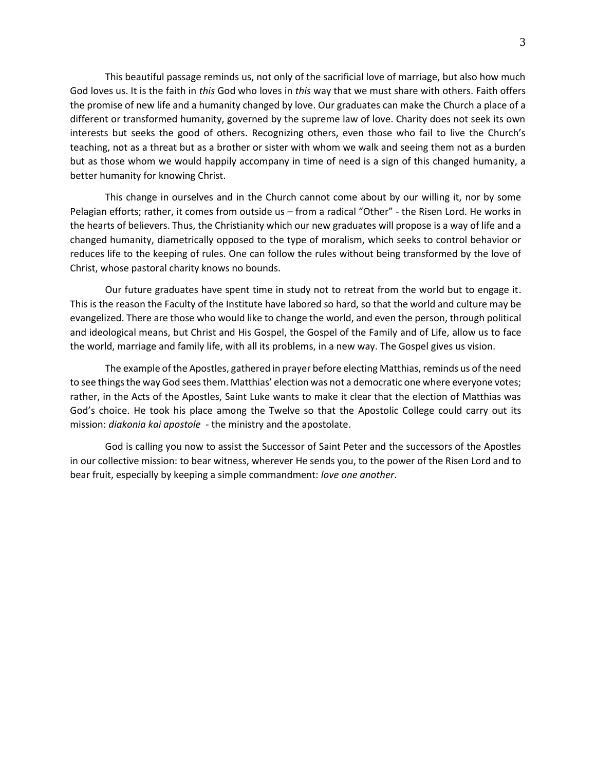This beautiful passage reminds us, not only of the sacrificial love of marriage, but also how much God loves us. It is the faith in *this* God who loves in *this* way that we must share with others. Faith offers the promise of new life and a humanity changed by love. Our graduates can make the Church a place of a different or transformed humanity, governed by the supreme law of love. Charity does not seek its own interests but seeks the good of others. Recognizing others, even those who fail to live the Church's teaching, not as a threat but as a brother or sister with whom we walk and seeing them not as a burden but as those whom we would happily accompany in time of need is a sign of this changed humanity, a better humanity for knowing Christ.

This change in ourselves and in the Church cannot come about by our willing it, nor by some Pelagian efforts; rather, it comes from outside us – from a radical "Other" - the Risen Lord. He works in the hearts of believers. Thus, the Christianity which our new graduates will propose is a way of life and a changed humanity, diametrically opposed to the type of moralism, which seeks to control behavior or reduces life to the keeping of rules. One can follow the rules without being transformed by the love of Christ, whose pastoral charity knows no bounds.

Our future graduates have spent time in study not to retreat from the world but to engage it. This is the reason the Faculty of the Institute have labored so hard, so that the world and culture may be evangelized. There are those who would like to change the world, and even the person, through political and ideological means, but Christ and His Gospel, the Gospel of the Family and of Life, allow us to face the world, marriage and family life, with all its problems, in a new way. The Gospel gives us vision.

The example of the Apostles, gathered in prayer before electing Matthias, reminds us of the need to see things the way God sees them. Matthias' election was not a democratic one where everyone votes; rather, in the Acts of the Apostles, Saint Luke wants to make it clear that the election of Matthias was God's choice. He took his place among the Twelve so that the Apostolic College could carry out its mission: *diakonia kai apostole* - the ministry and the apostolate.

God is calling you now to assist the Successor of Saint Peter and the successors of the Apostles in our collective mission: to bear witness, wherever He sends you, to the power of the Risen Lord and to bear fruit, especially by keeping a simple commandment: *love one another*.